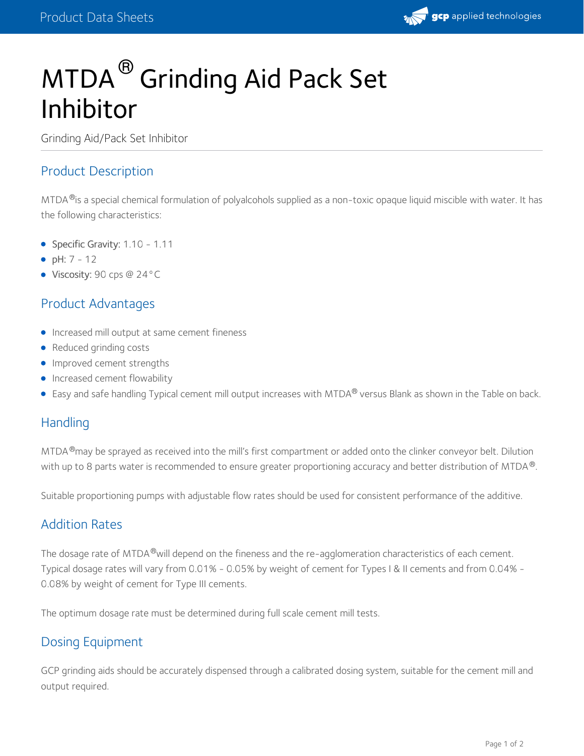# MTDA® Grinding Aid Pack Set Inhibitor

Grinding Aid/Pack Set Inhibitor

## Product Description

MTDA®is a special chemical formulation of polyalcohols supplied as a non-toxic opaque liquid miscible with water. It has the following characteristics:

- Specific Gravity: 1.10 - 1.11
- pH: 7 - 12
- Viscosity: 90 cps @ 24°C

## Product Advantages

- Increased mill output at same cement fineness
- Reduced grinding costs
- Improved cement strengths
- Increased cement flowability
- Easy and safe handling Typical cement mill output increases with MTDA® versus Blank as shown in the Table on back.

## Handling

MTDA®may be sprayed as received into the mill's first compartment or added onto the clinker conveyor belt. Dilution with up to 8 parts water is recommended to ensure greater proportioning accuracy and better distribution of MTDA®.

Suitable proportioning pumps with adjustable flow rates should be used for consistent performance of the additive.

## Addition Rates

The dosage rate of MTDA®will depend on the fineness and the re-agglomeration characteristics of each cement. Typical dosage rates will vary from 0.01% - 0.05% by weight of cement for Types I & II cements and from 0.04% - 0.08% by weight of cement for Type III cements.

The optimum dosage rate must be determined during full scale cement mill tests.

## Dosing Equipment

GCP grinding aids should be accurately dispensed through a calibrated dosing system, suitable for the cement mill and output required.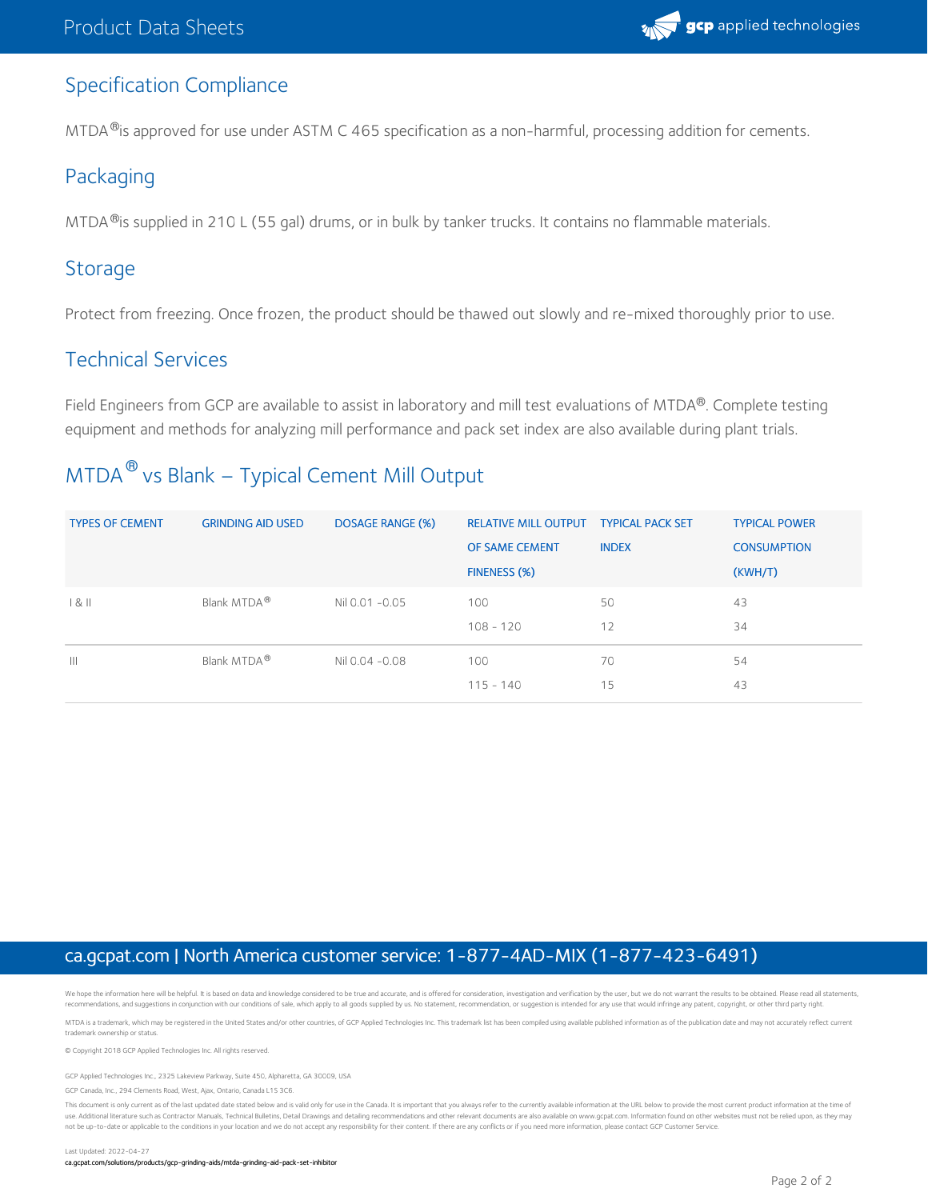## Specification Compliance

MTDA®is approved for use under ASTM C 465 specification as a non-harmful, processing addition for cements.

## Packaging

MTDA®is supplied in 210 L (55 gal) drums, or in bulk by tanker trucks. It contains no flammable materials.

## Storage

Protect from freezing. Once frozen, the product should be thawed out slowly and re-mixed thoroughly prior to use.

## Technical Services

Field Engineers from GCP are available to assist in laboratory and mill test evaluations of MTDA®. Complete testing equipment and methods for analyzing mill performance and pack set index are also available during plant trials.

## MTDA® vs Blank – Typical Cement Mill Output

| TYPES OF CEMENT | GRINDING AID USED | DOSAGE RANGE (%) | RELATIVE MILL OUTPUT OF SAME CEMENT FINENESS (%) | TYPICAL PACK SET INDEX | TYPICAL POWER CONSUMPTION (KWH/T) |
|---|---|---|---|---|---|
| I & II | Blank MTDA® | Nil 0.01 -0.05 | 100<br>108 - 120 | 50<br>12 | 43<br>34 |
| III | Blank MTDA® | Nil 0.04 -0.08 | 100<br>115 - 140 | 70<br>15 | 54<br>43 |

ca.gcpat.com | North America customer service: 1-877-4AD-MIX (1-877-423-6491)

We hope the information here will be helpful. It is based on data and knowledge considered to be true and accurate, and is offered for consideration, investigation and verification by the user, but we do not warrant the results to be obtained. Please read all statements, recommendations, and suggestions in conjunction with our conditions of sale, which apply to all goods supplied by us. No statement, recommendation, or suggestion is intended for any use that would infringe any patent, copyright, or other third party right.

MTDA is a trademark, which may be registered in the United States and/or other countries, of GCP Applied Technologies Inc. This trademark list has been compiled using available published information as of the publication date and may not accurately reflect current trademark ownership or status.

© Copyright 2018 GCP Applied Technologies Inc. All rights reserved.

GCP Applied Technologies Inc., 2325 Lakeview Parkway, Suite 450, Alpharetta, GA 30009, USA

GCP Canada, Inc., 294 Clements Road, West, Ajax, Ontario, Canada L1S 3C6.

This document is only current as of the last updated date stated below and is valid only for use in the Canada. It is important that you always refer to the currently available information at the URL below to provide the most current product information at the time of use. Additional literature such as Contractor Manuals, Technical Bulletins, Detail Drawings and detailing recommendations and other relevant documents are also available on www.gcpat.com. Information found on other websites must not be relied upon, as they may not be up-to-date or applicable to the conditions in your location and we do not accept any responsibility for their content. If there are any conflicts or if you need more information, please contact GCP Customer Service.

Last Updated: 2022-04-27

ca.gcpat.com/solutions/products/gcp-grinding-aids/mtda-grinding-aid-pack-set-inhibitor